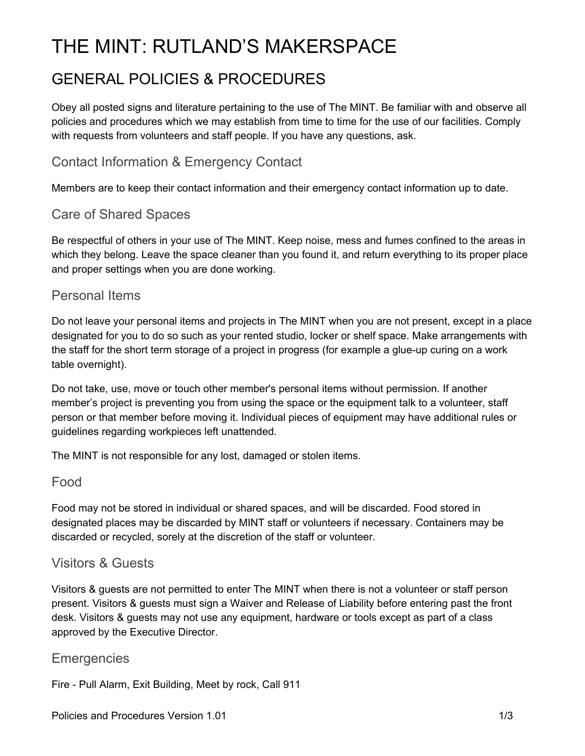# THE MINT: RUTLAND'S MAKERSPACE

## GENERAL POLICIES & PROCEDURES

Obey all posted signs and literature pertaining to the use of The MINT. Be familiar with and observe all policies and procedures which we may establish from time to time for the use of our facilities. Comply with requests from volunteers and staff people. If you have any questions, ask.

### Contact Information & Emergency Contact

Members are to keep their contact information and their emergency contact information up to date.

### Care of Shared Spaces

Be respectful of others in your use of The MINT. Keep noise, mess and fumes confined to the areas in which they belong. Leave the space cleaner than you found it, and return everything to its proper place and proper settings when you are done working.

### Personal Items

Do not leave your personal items and projects in The MINT when you are not present, except in a place designated for you to do so such as your rented studio, locker or shelf space. Make arrangements with the staff for the short term storage of a project in progress (for example a glue-up curing on a work table overnight).

Do not take, use, move or touch other member's personal items without permission. If another member's project is preventing you from using the space or the equipment talk to a volunteer, staff person or that member before moving it. Individual pieces of equipment may have additional rules or guidelines regarding workpieces left unattended.

The MINT is not responsible for any lost, damaged or stolen items.

### Food

Food may not be stored in individual or shared spaces, and will be discarded. Food stored in designated places may be discarded by MINT staff or volunteers if necessary. Containers may be discarded or recycled, sorely at the discretion of the staff or volunteer.

### Visitors & Guests

Visitors & guests are not permitted to enter The MINT when there is not a volunteer or staff person present. Visitors & guests must sign a Waiver and Release of Liability before entering past the front desk. Visitors & guests may not use any equipment, hardware or tools except as part of a class approved by the Executive Director.

### Emergencies

Fire - Pull Alarm, Exit Building, Meet by rock, Call 911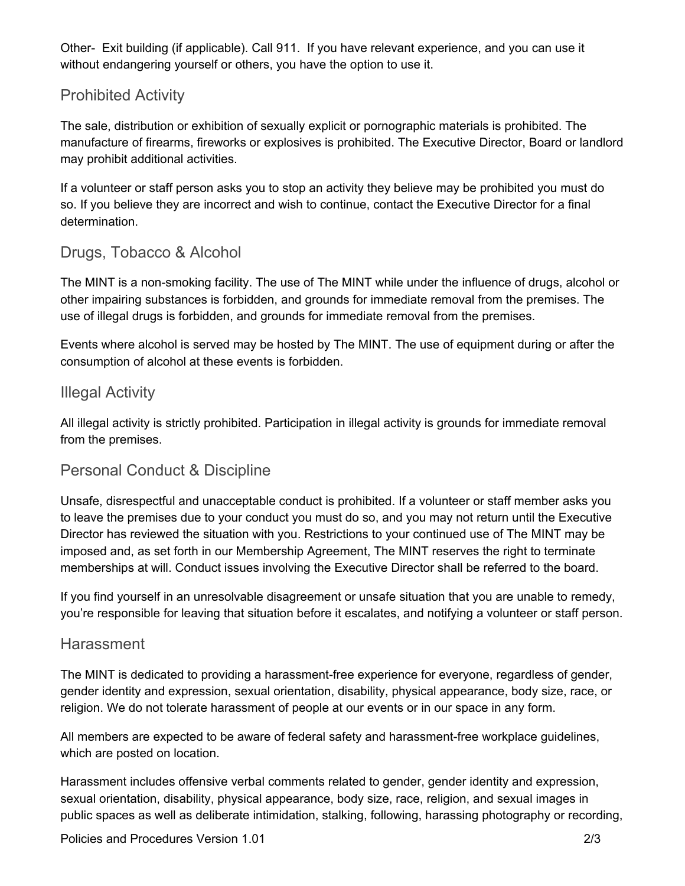Other- Exit building (if applicable). Call 911. If you have relevant experience, and you can use it without endangering yourself or others, you have the option to use it.

## Prohibited Activity

The sale, distribution or exhibition of sexually explicit or pornographic materials is prohibited. The manufacture of firearms, fireworks or explosives is prohibited. The Executive Director, Board or landlord may prohibit additional activities.

If a volunteer or staff person asks you to stop an activity they believe may be prohibited you must do so. If you believe they are incorrect and wish to continue, contact the Executive Director for a final determination.

## Drugs, Tobacco & Alcohol

The MINT is a non-smoking facility. The use of The MINT while under the influence of drugs, alcohol or other impairing substances is forbidden, and grounds for immediate removal from the premises. The use of illegal drugs is forbidden, and grounds for immediate removal from the premises.

Events where alcohol is served may be hosted by The MINT. The use of equipment during or after the consumption of alcohol at these events is forbidden.

## Illegal Activity

All illegal activity is strictly prohibited. Participation in illegal activity is grounds for immediate removal from the premises.

## Personal Conduct & Discipline

Unsafe, disrespectful and unacceptable conduct is prohibited. If a volunteer or staff member asks you to leave the premises due to your conduct you must do so, and you may not return until the Executive Director has reviewed the situation with you. Restrictions to your continued use of The MINT may be imposed and, as set forth in our Membership Agreement, The MINT reserves the right to terminate memberships at will. Conduct issues involving the Executive Director shall be referred to the board.

If you find yourself in an unresolvable disagreement or unsafe situation that you are unable to remedy, you're responsible for leaving that situation before it escalates, and notifying a volunteer or staff person.

## Harassment

The MINT is dedicated to providing a harassment-free experience for everyone, regardless of gender, gender identity and expression, sexual orientation, disability, physical appearance, body size, race, or religion. We do not tolerate harassment of people at our events or in our space in any form.

All members are expected to be aware of federal safety and harassment-free workplace guidelines, which are posted on location.

Harassment includes offensive verbal comments related to gender, gender identity and expression, sexual orientation, disability, physical appearance, body size, race, religion, and sexual images in public spaces as well as deliberate intimidation, stalking, following, harassing photography or recording,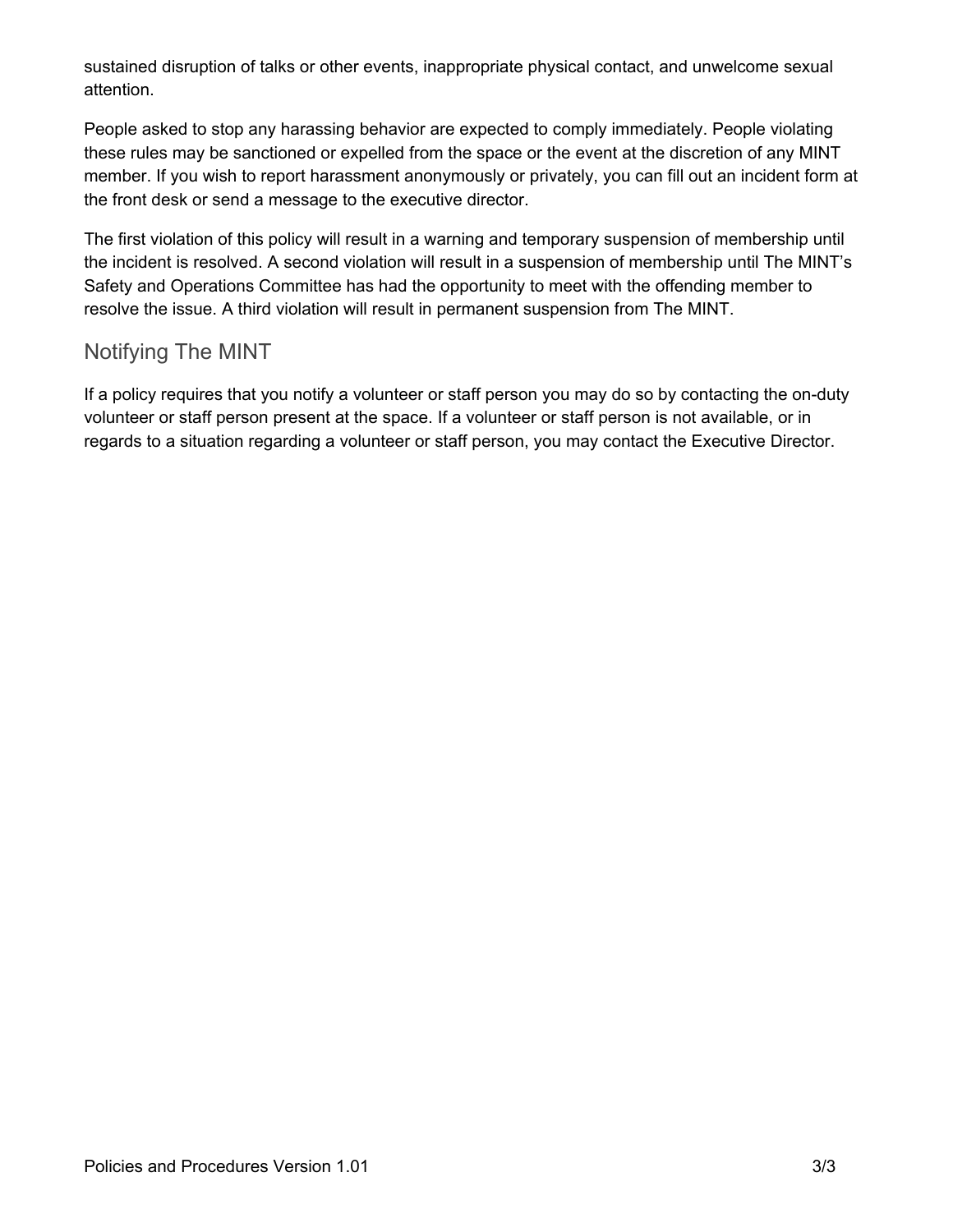sustained disruption of talks or other events, inappropriate physical contact, and unwelcome sexual attention.

People asked to stop any harassing behavior are expected to comply immediately. People violating these rules may be sanctioned or expelled from the space or the event at the discretion of any MINT member. If you wish to report harassment anonymously or privately, you can fill out an incident form at the front desk or send a message to the executive director.

The first violation of this policy will result in a warning and temporary suspension of membership until the incident is resolved. A second violation will result in a suspension of membership until The MINT's Safety and Operations Committee has had the opportunity to meet with the offending member to resolve the issue. A third violation will result in permanent suspension from The MINT.

## Notifying The MINT

If a policy requires that you notify a volunteer or staff person you may do so by contacting the on-duty volunteer or staff person present at the space. If a volunteer or staff person is not available, or in regards to a situation regarding a volunteer or staff person, you may contact the Executive Director.